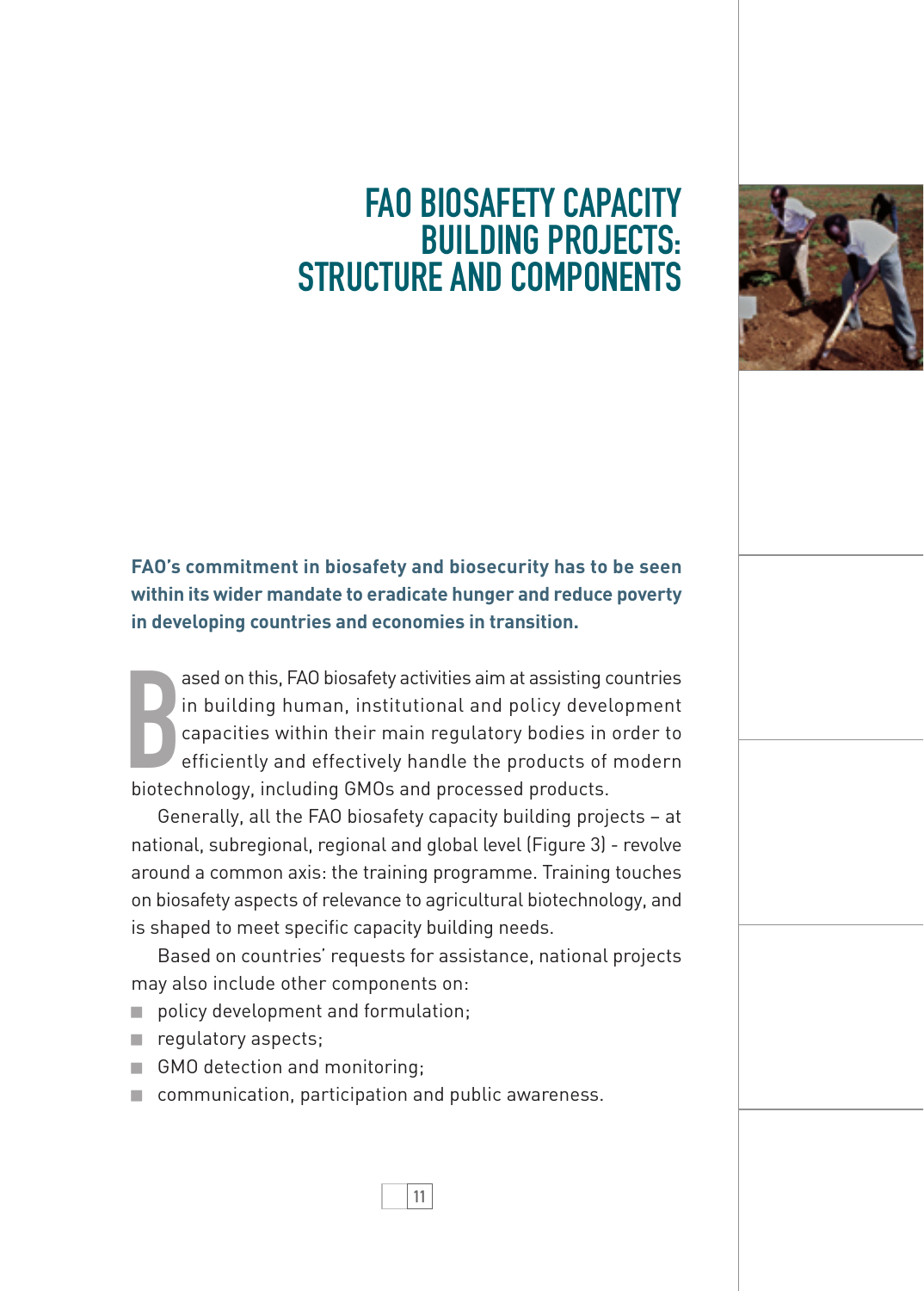# FAO BIOSAFETY CAPACITY BUILDING PROJECTS: STRUCTURE AND COMPONENTS

**FAO's commitment in biosafety and biosecurity has to be seen within its wider mandate to eradicate hunger and reduce poverty in developing countries and economies in transition.**

Based on this, FAO biosafety activities aim at assisting countries in building human, institutional and policy development capacities within their main regulatory bodies in order to efficiently and effectively handle the products of modern biotechnology, including GMOs and processed products.

Generally, all the FAO biosafety capacity building projects – at national, subregional, regional and global level (Figure 3) - revolve around a common axis: the training programme. Training touches on biosafety aspects of relevance to agricultural biotechnology, and is shaped to meet specific capacity building needs.

Based on countries' requests for assistance, national projects may also include other components on:

- policy development and formulation;
- regulatory aspects;
- GMO detection and monitoring;
- communication, participation and public awareness.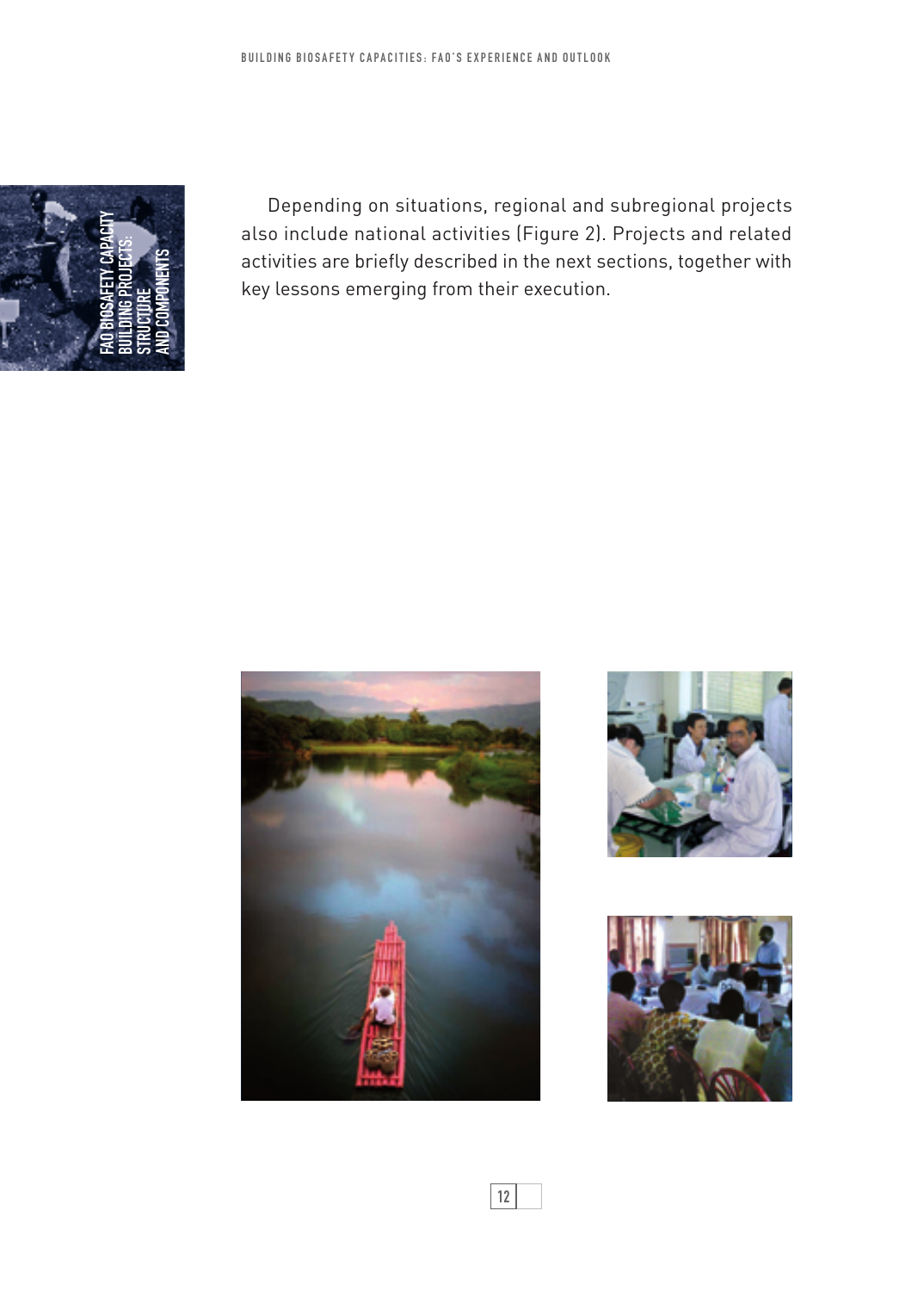Depending on situations, regional and subregional projects also include national activities (Figure 2). Projects and related activities are briefly described in the next sections, together with key lessons emerging from their execution.